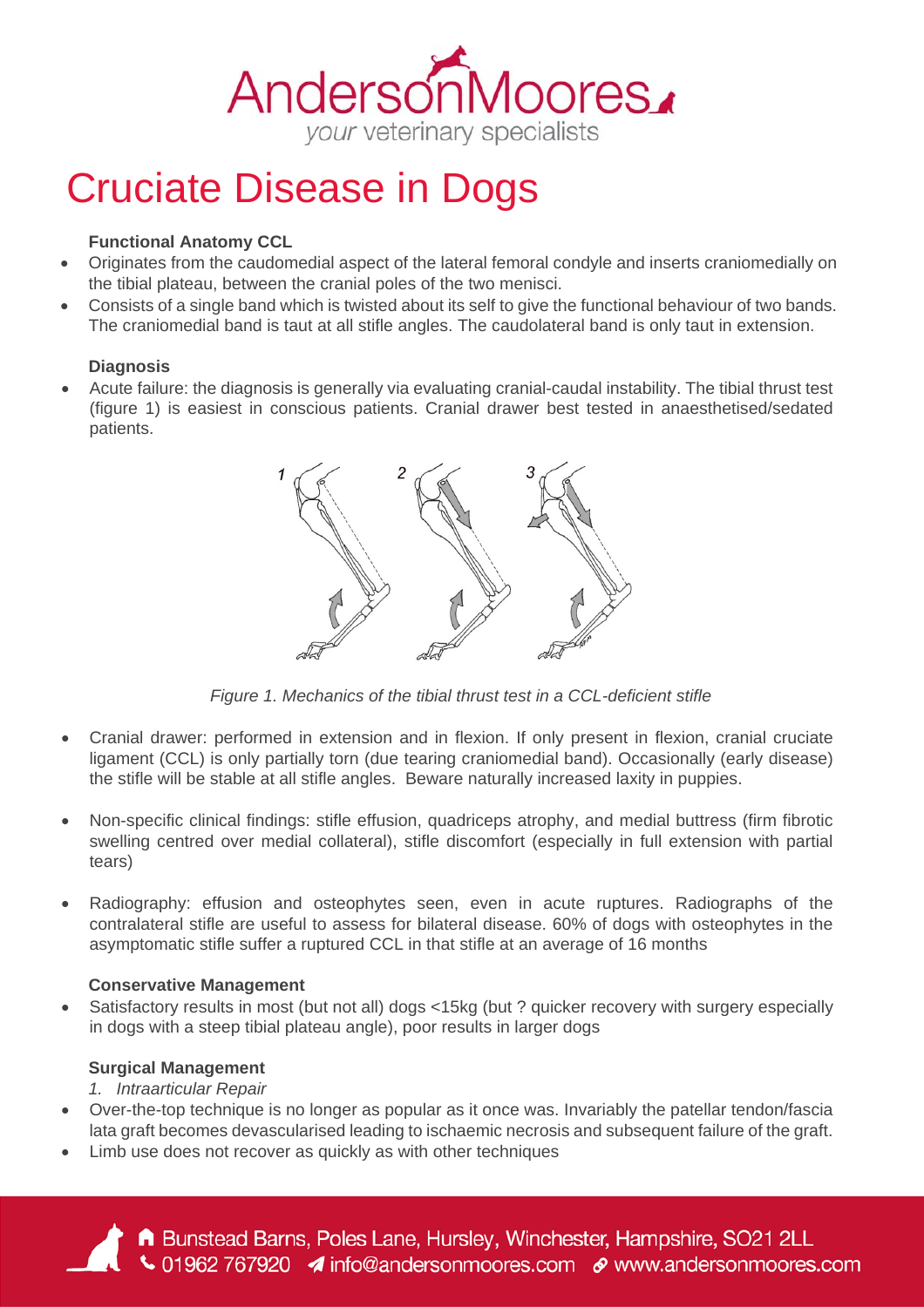# Cruciate Disease in Dogs

**Functional Anatomy CCL**

- Originates from the caudomedial aspect of the lateral femoral condyle and inserts craniomedially on the tibial plateau, between the cranial poles of the two menisci.
- Consists of a single band which is twisted about its self to give the functional behaviour of two bands. The craniomedial band is taut at all stifle angles. The caudolateral band is only taut in extension.

**Diagnosis**

- Acute failure: the diagnosis is generally via evaluating cranial-caudal instability. The tibial thrust test (figure 1) is easiest in conscious patients. Cranial drawer best tested in anaesthetised/sedated patients.

*Figure 1. Mechanics of the tibial thrust test in a CCL-deficient stifle*

- Cranial drawer: performed in extension and in flexion. If only present in flexion, cranial cruciate ligament (CCL) is only partially torn (due tearing craniomedial band). Occasionally (early disease) the stifle will be stable at all stifle angles. Beware naturally increased laxity in puppies.

- Non-specific clinical findings: stifle effusion, quadriceps atrophy, and medial buttress (firm fibrotic swelling centred over medial collateral), stifle discomfort (especially in full extension with partial tears)

- Radiography: effusion and osteophytes seen, even in acute ruptures. Radiographs of the contralateral stifle are useful to assess for bilateral disease. 60% of dogs with osteophytes in the asymptomatic stifle suffer a ruptured CCL in that stifle at an average of 16 months

**Conservative Management**

- Satisfactory results in most (but not all) dogs <15kg (but ? quicker recovery with surgery especially in dogs with a steep tibial plateau angle), poor results in larger dogs

**Surgical Management**

*1. Intraarticular Repair*

- Over-the-top technique is no longer as popular as it once was. Invariably the patellar tendon/fascia lata graft becomes devascularised leading to ischaemic necrosis and subsequent failure of the graft.
- Limb use does not recover as quickly as with other techniques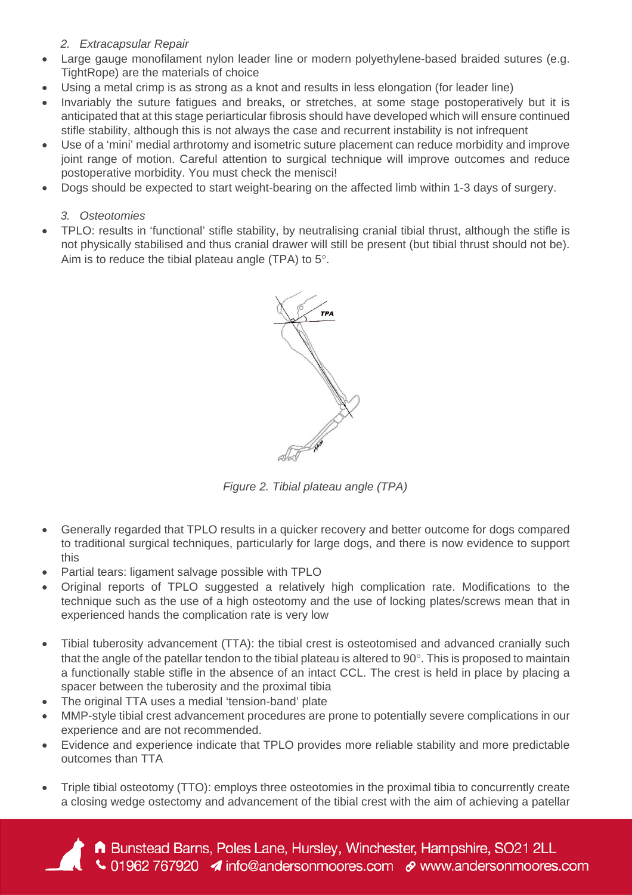*2. Extracapsular Repair*

- Large gauge monofilament nylon leader line or modern polyethylene-based braided sutures (e.g. TightRope) are the materials of choice
- Using a metal crimp is as strong as a knot and results in less elongation (for leader line)
- Invariably the suture fatigues and breaks, or stretches, at some stage postoperatively but it is anticipated that at this stage periarticular fibrosis should have developed which will ensure continued stifle stability, although this is not always the case and recurrent instability is not infrequent
- Use of a 'mini' medial arthrotomy and isometric suture placement can reduce morbidity and improve joint range of motion. Careful attention to surgical technique will improve outcomes and reduce postoperative morbidity. You must check the menisci!
- Dogs should be expected to start weight-bearing on the affected limb within 1-3 days of surgery.

*3. Osteotomies*

- TPLO: results in 'functional' stifle stability, by neutralising cranial tibial thrust, although the stifle is not physically stabilised and thus cranial drawer will still be present (but tibial thrust should not be). Aim is to reduce the tibial plateau angle (TPA) to 5°.

*Figure 2. Tibial plateau angle (TPA)*

- Generally regarded that TPLO results in a quicker recovery and better outcome for dogs compared to traditional surgical techniques, particularly for large dogs, and there is now evidence to support this
- Partial tears: ligament salvage possible with TPLO
- Original reports of TPLO suggested a relatively high complication rate. Modifications to the technique such as the use of a high osteotomy and the use of locking plates/screws mean that in experienced hands the complication rate is very low

- Tibial tuberosity advancement (TTA): the tibial crest is osteotomised and advanced cranially such that the angle of the patellar tendon to the tibial plateau is altered to 90°. This is proposed to maintain a functionally stable stifle in the absence of an intact CCL. The crest is held in place by placing a spacer between the tuberosity and the proximal tibia
- The original TTA uses a medial 'tension-band' plate
- MMP-style tibial crest advancement procedures are prone to potentially severe complications in our experience and are not recommended.
- Evidence and experience indicate that TPLO provides more reliable stability and more predictable outcomes than TTA

- Triple tibial osteotomy (TTO): employs three osteotomies in the proximal tibia to concurrently create a closing wedge ostectomy and advancement of the tibial crest with the aim of achieving a patellar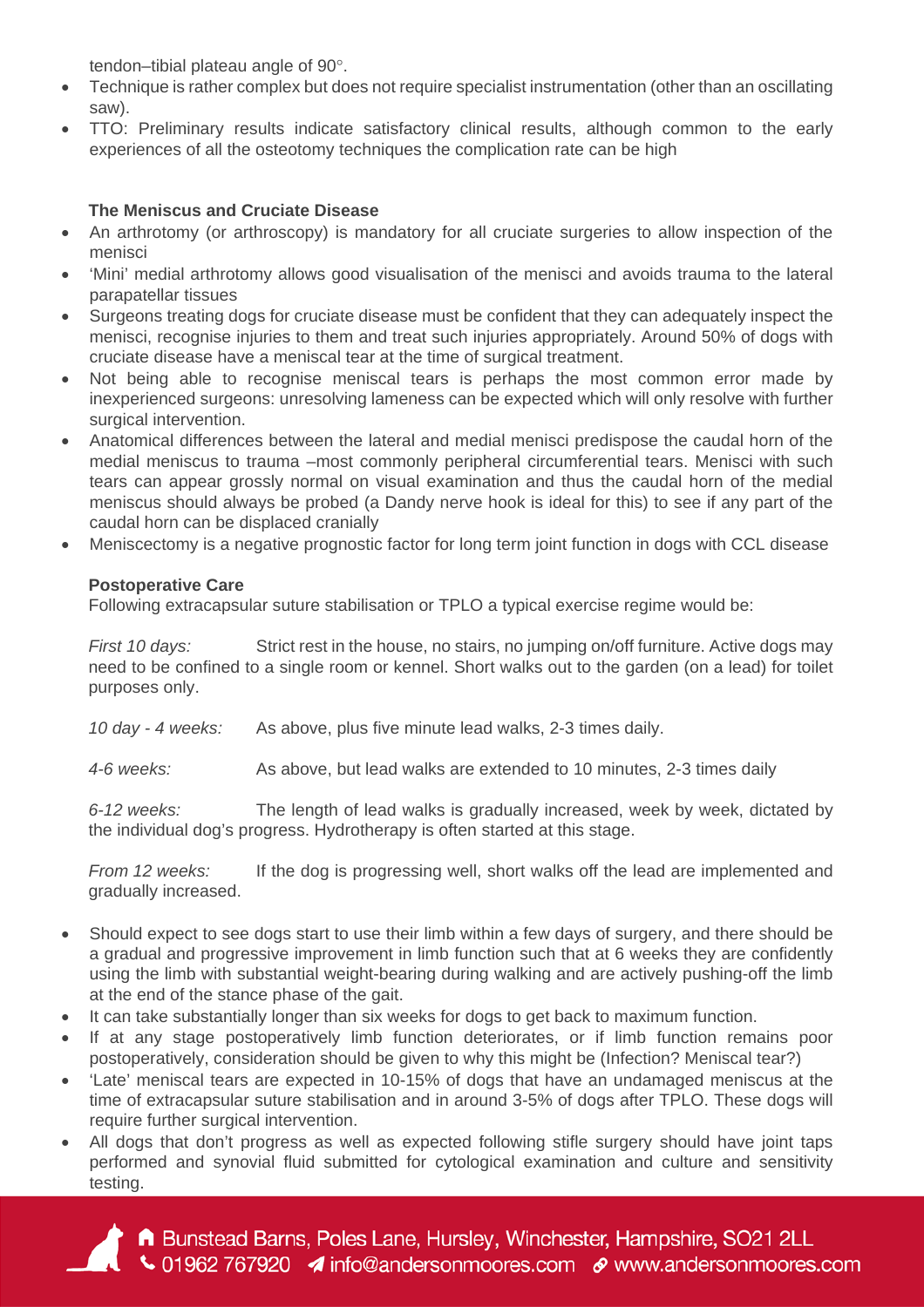tendon–tibial plateau angle of 90°.

- Technique is rather complex but does not require specialist instrumentation (other than an oscillating saw).
- TTO: Preliminary results indicate satisfactory clinical results, although common to the early experiences of all the osteotomy techniques the complication rate can be high

**The Meniscus and Cruciate Disease**

- An arthrotomy (or arthroscopy) is mandatory for all cruciate surgeries to allow inspection of the menisci
- 'Mini' medial arthrotomy allows good visualisation of the menisci and avoids trauma to the lateral parapatellar tissues
- Surgeons treating dogs for cruciate disease must be confident that they can adequately inspect the menisci, recognise injuries to them and treat such injuries appropriately. Around 50% of dogs with cruciate disease have a meniscal tear at the time of surgical treatment.
- Not being able to recognise meniscal tears is perhaps the most common error made by inexperienced surgeons: unresolving lameness can be expected which will only resolve with further surgical intervention.
- Anatomical differences between the lateral and medial menisci predispose the caudal horn of the medial meniscus to trauma –most commonly peripheral circumferential tears. Menisci with such tears can appear grossly normal on visual examination and thus the caudal horn of the medial meniscus should always be probed (a Dandy nerve hook is ideal for this) to see if any part of the caudal horn can be displaced cranially
- Meniscectomy is a negative prognostic factor for long term joint function in dogs with CCL disease

**Postoperative Care**

Following extracapsular suture stabilisation or TPLO a typical exercise regime would be:

*First 10 days:* Strict rest in the house, no stairs, no jumping on/off furniture. Active dogs may need to be confined to a single room or kennel. Short walks out to the garden (on a lead) for toilet purposes only.

*10 day - 4 weeks:* As above, plus five minute lead walks, 2-3 times daily.

*4-6 weeks:* As above, but lead walks are extended to 10 minutes, 2-3 times daily

*6-12 weeks:* The length of lead walks is gradually increased, week by week, dictated by the individual dog's progress. Hydrotherapy is often started at this stage.

*From 12 weeks:* If the dog is progressing well, short walks off the lead are implemented and gradually increased.

- Should expect to see dogs start to use their limb within a few days of surgery, and there should be a gradual and progressive improvement in limb function such that at 6 weeks they are confidently using the limb with substantial weight-bearing during walking and are actively pushing-off the limb at the end of the stance phase of the gait.
- It can take substantially longer than six weeks for dogs to get back to maximum function.
- If at any stage postoperatively limb function deteriorates, or if limb function remains poor postoperatively, consideration should be given to why this might be (Infection? Meniscal tear?)
- 'Late' meniscal tears are expected in 10-15% of dogs that have an undamaged meniscus at the time of extracapsular suture stabilisation and in around 3-5% of dogs after TPLO. These dogs will require further surgical intervention.
- All dogs that don't progress as well as expected following stifle surgery should have joint taps performed and synovial fluid submitted for cytological examination and culture and sensitivity testing.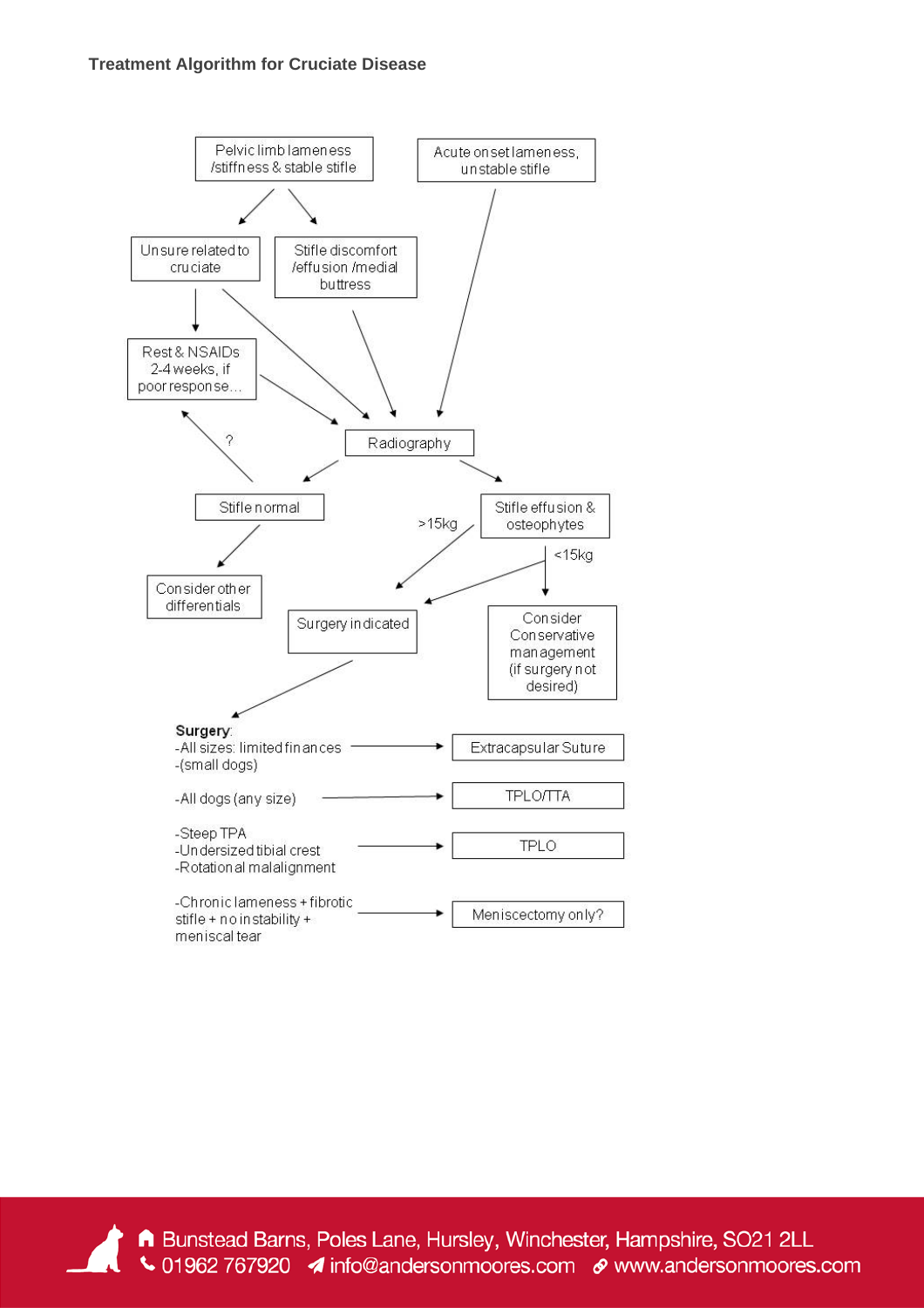### Treatment Algorithm for Cruciate Disease

Pelvic limb lameness /stiffness & stable stifle

Acute onset lameness, unstable stifle

Unsure related to cruciate

Stifle discomfort /effusion /medial buttress

Rest & NSAIDs 2-4 weeks, if poor response…

Radiography

?

Stifle normal

Stifle effusion & osteophytes

>15kg

<15kg

Consider other differentials

Surgery indicated

Consider Conservative management (if surgery not desired)

**Surgery**:

- All sizes: limited finances
- (small dogs)

→ Extracapsular Suture

- All dogs (any size)

→ TPLO/TTA

- Steep TPA
- Undersized tibial crest
- Rotational malalignment

→ TPLO

- Chronic lameness + fibrotic stifle + no instability + meniscal tear

→ Meniscectomy only?